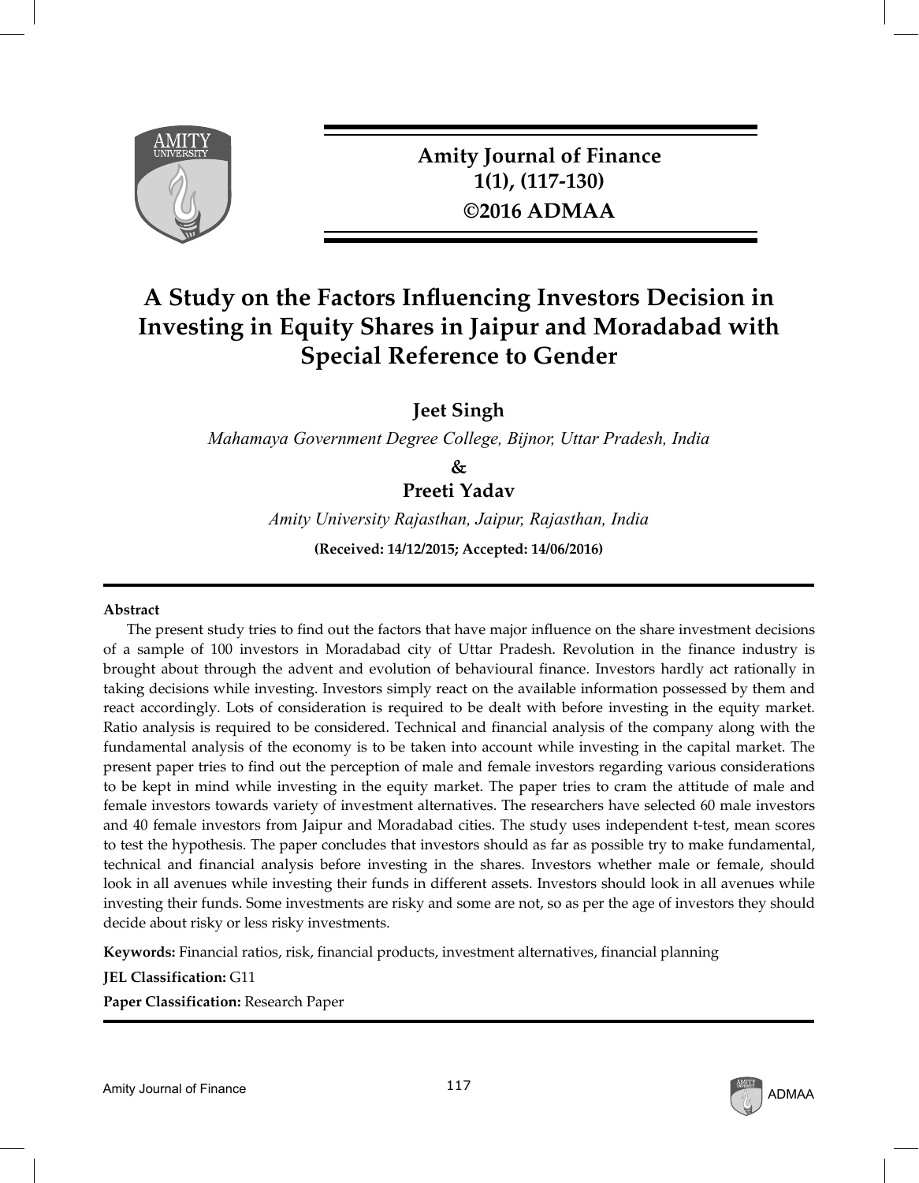Amity Journal of Finance
1(1), (117-130)
©2016 ADMAA

# A Study on the Factors Influencing Investors Decision in Investing in Equity Shares in Jaipur and Moradabad with Special Reference to Gender

**Jeet Singh**

*Mahamaya Government Degree College, Bijnor, Uttar Pradesh, India*

**&**

**Preeti Yadav**

*Amity University Rajasthan, Jaipur, Rajasthan, India*

**(Received: 14/12/2015; Accepted: 14/06/2016)**

---

**Abstract**

The present study tries to find out the factors that have major influence on the share investment decisions of a sample of 100 investors in Moradabad city of Uttar Pradesh. Revolution in the finance industry is brought about through the advent and evolution of behavioural finance. Investors hardly act rationally in taking decisions while investing. Investors simply react on the available information possessed by them and react accordingly. Lots of consideration is required to be dealt with before investing in the equity market. Ratio analysis is required to be considered. Technical and financial analysis of the company along with the fundamental analysis of the economy is to be taken into account while investing in the capital market. The present paper tries to find out the perception of male and female investors regarding various considerations to be kept in mind while investing in the equity market. The paper tries to cram the attitude of male and female investors towards variety of investment alternatives. The researchers have selected 60 male investors and 40 female investors from Jaipur and Moradabad cities. The study uses independent t-test, mean scores to test the hypothesis. The paper concludes that investors should as far as possible try to make fundamental, technical and financial analysis before investing in the shares. Investors whether male or female, should look in all avenues while investing their funds in different assets. Investors should look in all avenues while investing their funds. Some investments are risky and some are not, so as per the age of investors they should decide about risky or less risky investments.

**Keywords:** Financial ratios, risk, financial products, investment alternatives, financial planning

**JEL Classification:** G11

**Paper Classification:** Research Paper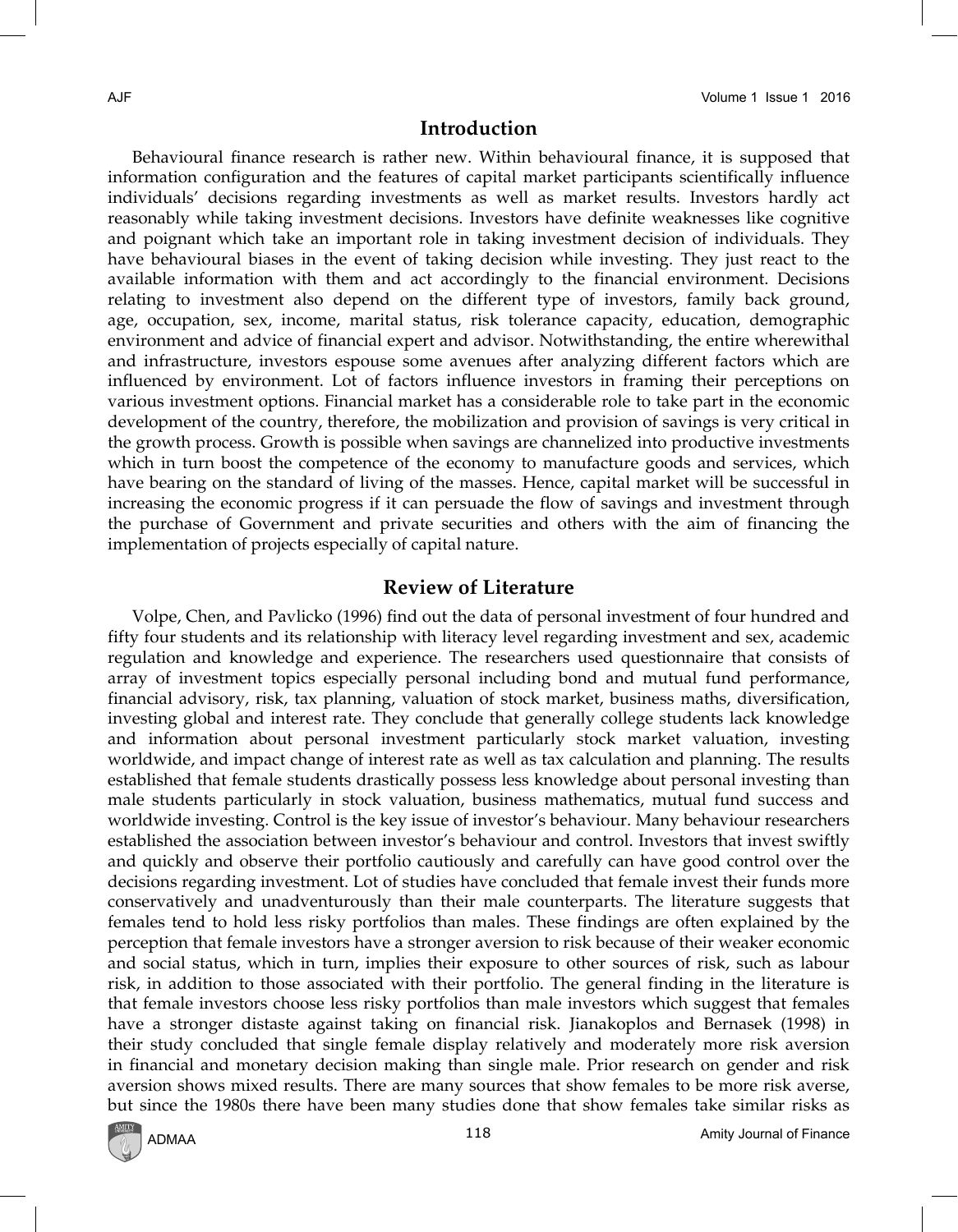## Introduction

Behavioural finance research is rather new. Within behavioural finance, it is supposed that information configuration and the features of capital market participants scientifically influence individuals' decisions regarding investments as well as market results. Investors hardly act reasonably while taking investment decisions. Investors have definite weaknesses like cognitive and poignant which take an important role in taking investment decision of individuals. They have behavioural biases in the event of taking decision while investing. They just react to the available information with them and act accordingly to the financial environment. Decisions relating to investment also depend on the different type of investors, family back ground, age, occupation, sex, income, marital status, risk tolerance capacity, education, demographic environment and advice of financial expert and advisor. Notwithstanding, the entire wherewithal and infrastructure, investors espouse some avenues after analyzing different factors which are influenced by environment. Lot of factors influence investors in framing their perceptions on various investment options. Financial market has a considerable role to take part in the economic development of the country, therefore, the mobilization and provision of savings is very critical in the growth process. Growth is possible when savings are channelized into productive investments which in turn boost the competence of the economy to manufacture goods and services, which have bearing on the standard of living of the masses. Hence, capital market will be successful in increasing the economic progress if it can persuade the flow of savings and investment through the purchase of Government and private securities and others with the aim of financing the implementation of projects especially of capital nature.

## Review of Literature

Volpe, Chen, and Pavlicko (1996) find out the data of personal investment of four hundred and fifty four students and its relationship with literacy level regarding investment and sex, academic regulation and knowledge and experience. The researchers used questionnaire that consists of array of investment topics especially personal including bond and mutual fund performance, financial advisory, risk, tax planning, valuation of stock market, business maths, diversification, investing global and interest rate. They conclude that generally college students lack knowledge and information about personal investment particularly stock market valuation, investing worldwide, and impact change of interest rate as well as tax calculation and planning. The results established that female students drastically possess less knowledge about personal investing than male students particularly in stock valuation, business mathematics, mutual fund success and worldwide investing. Control is the key issue of investor's behaviour. Many behaviour researchers established the association between investor's behaviour and control. Investors that invest swiftly and quickly and observe their portfolio cautiously and carefully can have good control over the decisions regarding investment. Lot of studies have concluded that female invest their funds more conservatively and unadventurously than their male counterparts. The literature suggests that females tend to hold less risky portfolios than males. These findings are often explained by the perception that female investors have a stronger aversion to risk because of their weaker economic and social status, which in turn, implies their exposure to other sources of risk, such as labour risk, in addition to those associated with their portfolio. The general finding in the literature is that female investors choose less risky portfolios than male investors which suggest that females have a stronger distaste against taking on financial risk. Jianakoplos and Bernasek (1998) in their study concluded that single female display relatively and moderately more risk aversion in financial and monetary decision making than single male. Prior research on gender and risk aversion shows mixed results. There are many sources that show females to be more risk averse, but since the 1980s there have been many studies done that show females take similar risks as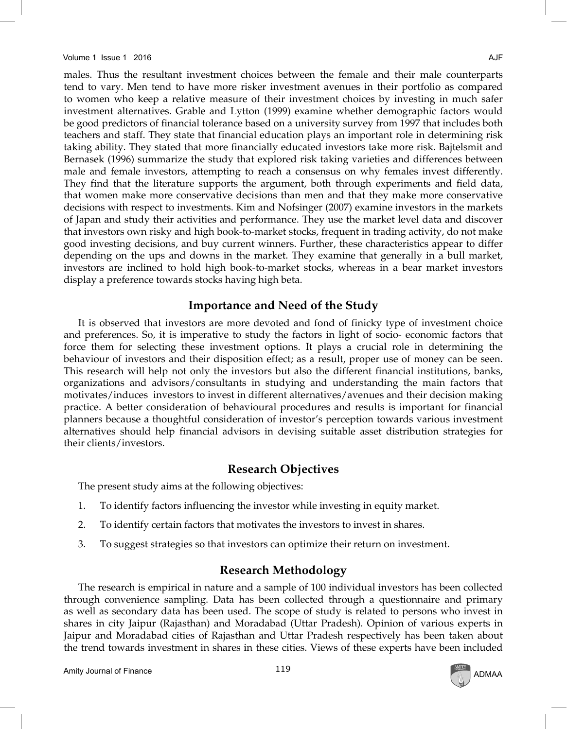males. Thus the resultant investment choices between the female and their male counterparts tend to vary. Men tend to have more risker investment avenues in their portfolio as compared to women who keep a relative measure of their investment choices by investing in much safer investment alternatives. Grable and Lytton (1999) examine whether demographic factors would be good predictors of financial tolerance based on a university survey from 1997 that includes both teachers and staff. They state that financial education plays an important role in determining risk taking ability. They stated that more financially educated investors take more risk. Bajtelsmit and Bernasek (1996) summarize the study that explored risk taking varieties and differences between male and female investors, attempting to reach a consensus on why females invest differently. They find that the literature supports the argument, both through experiments and field data, that women make more conservative decisions than men and that they make more conservative decisions with respect to investments. Kim and Nofsinger (2007) examine investors in the markets of Japan and study their activities and performance. They use the market level data and discover that investors own risky and high book-to-market stocks, frequent in trading activity, do not make good investing decisions, and buy current winners. Further, these characteristics appear to differ depending on the ups and downs in the market. They examine that generally in a bull market, investors are inclined to hold high book-to-market stocks, whereas in a bear market investors display a preference towards stocks having high beta.

## Importance and Need of the Study

It is observed that investors are more devoted and fond of finicky type of investment choice and preferences. So, it is imperative to study the factors in light of socio- economic factors that force them for selecting these investment options. It plays a crucial role in determining the behaviour of investors and their disposition effect; as a result, proper use of money can be seen. This research will help not only the investors but also the different financial institutions, banks, organizations and advisors/consultants in studying and understanding the main factors that motivates/induces investors to invest in different alternatives/avenues and their decision making practice. A better consideration of behavioural procedures and results is important for financial planners because a thoughtful consideration of investor's perception towards various investment alternatives should help financial advisors in devising suitable asset distribution strategies for their clients/investors.

## Research Objectives

The present study aims at the following objectives:

1. To identify factors influencing the investor while investing in equity market.
2. To identify certain factors that motivates the investors to invest in shares.
3. To suggest strategies so that investors can optimize their return on investment.

## Research Methodology

The research is empirical in nature and a sample of 100 individual investors has been collected through convenience sampling. Data has been collected through a questionnaire and primary as well as secondary data has been used. The scope of study is related to persons who invest in shares in city Jaipur (Rajasthan) and Moradabad (Uttar Pradesh). Opinion of various experts in Jaipur and Moradabad cities of Rajasthan and Uttar Pradesh respectively has been taken about the trend towards investment in shares in these cities. Views of these experts have been included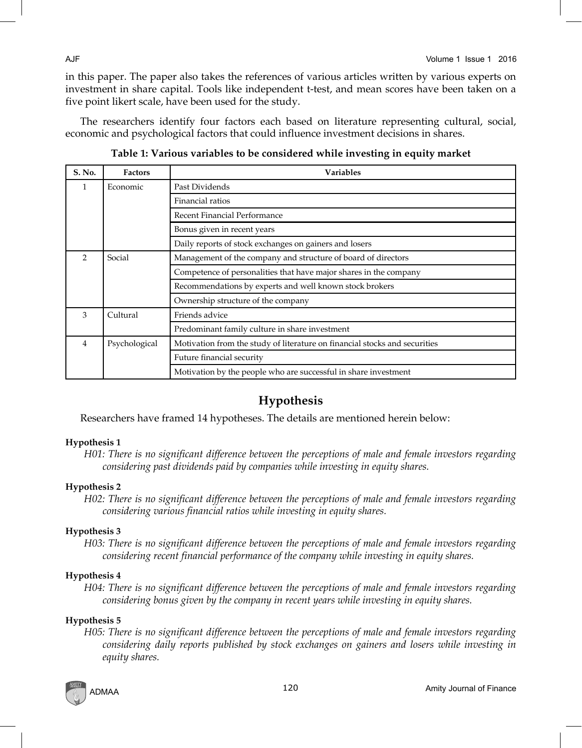in this paper. The paper also takes the references of various articles written by various experts on investment in share capital. Tools like independent t-test, and mean scores have been taken on a five point likert scale, have been used for the study.

The researchers identify four factors each based on literature representing cultural, social, economic and psychological factors that could influence investment decisions in shares.

**Table 1: Various variables to be considered while investing in equity market**

| S. No. | Factors | Variables |
|---|---|---|
| 1 | Economic | Past Dividends |
| | | Financial ratios |
| | | Recent Financial Performance |
| | | Bonus given in recent years |
| | | Daily reports of stock exchanges on gainers and losers |
| 2 | Social | Management of the company and structure of board of directors |
| | | Competence of personalities that have major shares in the company |
| | | Recommendations by experts and well known stock brokers |
| | | Ownership structure of the company |
| 3 | Cultural | Friends advice |
| | | Predominant family culture in share investment |
| 4 | Psychological | Motivation from the study of literature on financial stocks and securities |
| | | Future financial security |
| | | Motivation by the people who are successful in share investment |

## Hypothesis

Researchers have framed 14 hypotheses. The details are mentioned herein below:

**Hypothesis 1**

*H01: There is no significant difference between the perceptions of male and female investors regarding considering past dividends paid by companies while investing in equity shares.*

**Hypothesis 2**

*H02: There is no significant difference between the perceptions of male and female investors regarding considering various financial ratios while investing in equity shares.*

**Hypothesis 3**

*H03: There is no significant difference between the perceptions of male and female investors regarding considering recent financial performance of the company while investing in equity shares.*

**Hypothesis 4**

*H04: There is no significant difference between the perceptions of male and female investors regarding considering bonus given by the company in recent years while investing in equity shares.*

**Hypothesis 5**

*H05: There is no significant difference between the perceptions of male and female investors regarding considering daily reports published by stock exchanges on gainers and losers while investing in equity shares.*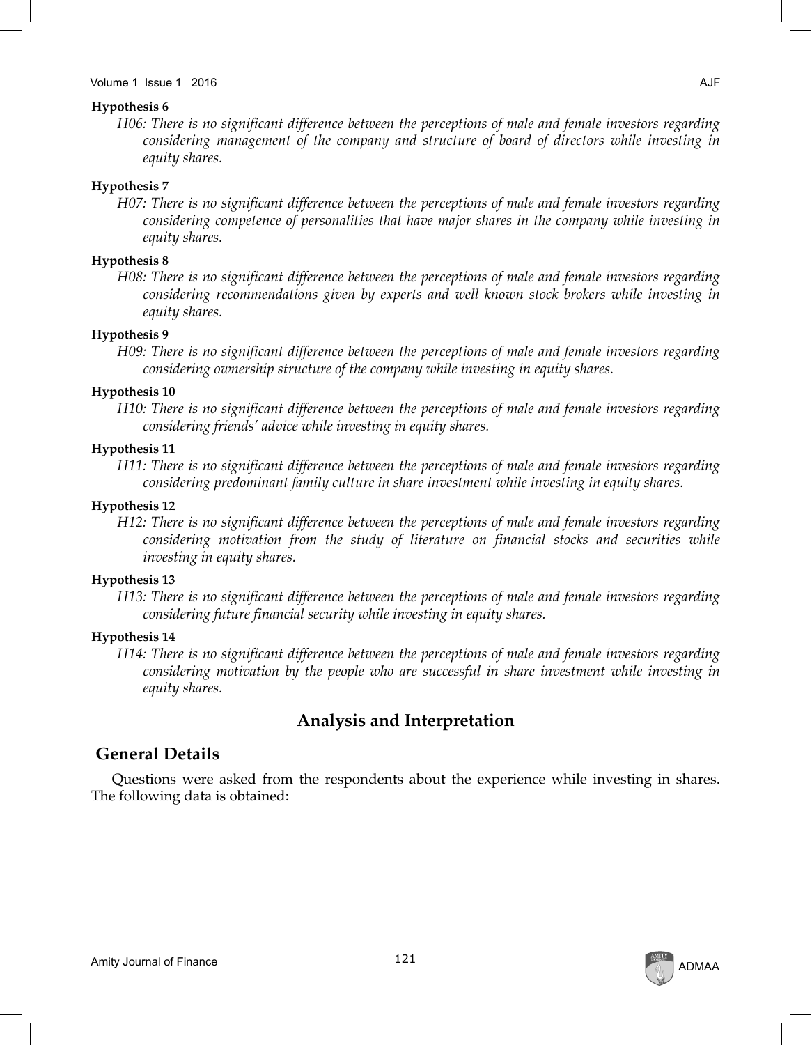**Hypothesis 6**

*H06: There is no significant difference between the perceptions of male and female investors regarding considering management of the company and structure of board of directors while investing in equity shares.*

**Hypothesis 7**

*H07: There is no significant difference between the perceptions of male and female investors regarding considering competence of personalities that have major shares in the company while investing in equity shares.*

**Hypothesis 8**

*H08: There is no significant difference between the perceptions of male and female investors regarding considering recommendations given by experts and well known stock brokers while investing in equity shares.*

**Hypothesis 9**

*H09: There is no significant difference between the perceptions of male and female investors regarding considering ownership structure of the company while investing in equity shares.*

**Hypothesis 10**

*H10: There is no significant difference between the perceptions of male and female investors regarding considering friends' advice while investing in equity shares.*

**Hypothesis 11**

*H11: There is no significant difference between the perceptions of male and female investors regarding considering predominant family culture in share investment while investing in equity shares.*

**Hypothesis 12**

*H12: There is no significant difference between the perceptions of male and female investors regarding considering motivation from the study of literature on financial stocks and securities while investing in equity shares.*

**Hypothesis 13**

*H13: There is no significant difference between the perceptions of male and female investors regarding considering future financial security while investing in equity shares.*

**Hypothesis 14**

*H14: There is no significant difference between the perceptions of male and female investors regarding considering motivation by the people who are successful in share investment while investing in equity shares.*

## Analysis and Interpretation

### General Details

Questions were asked from the respondents about the experience while investing in shares. The following data is obtained: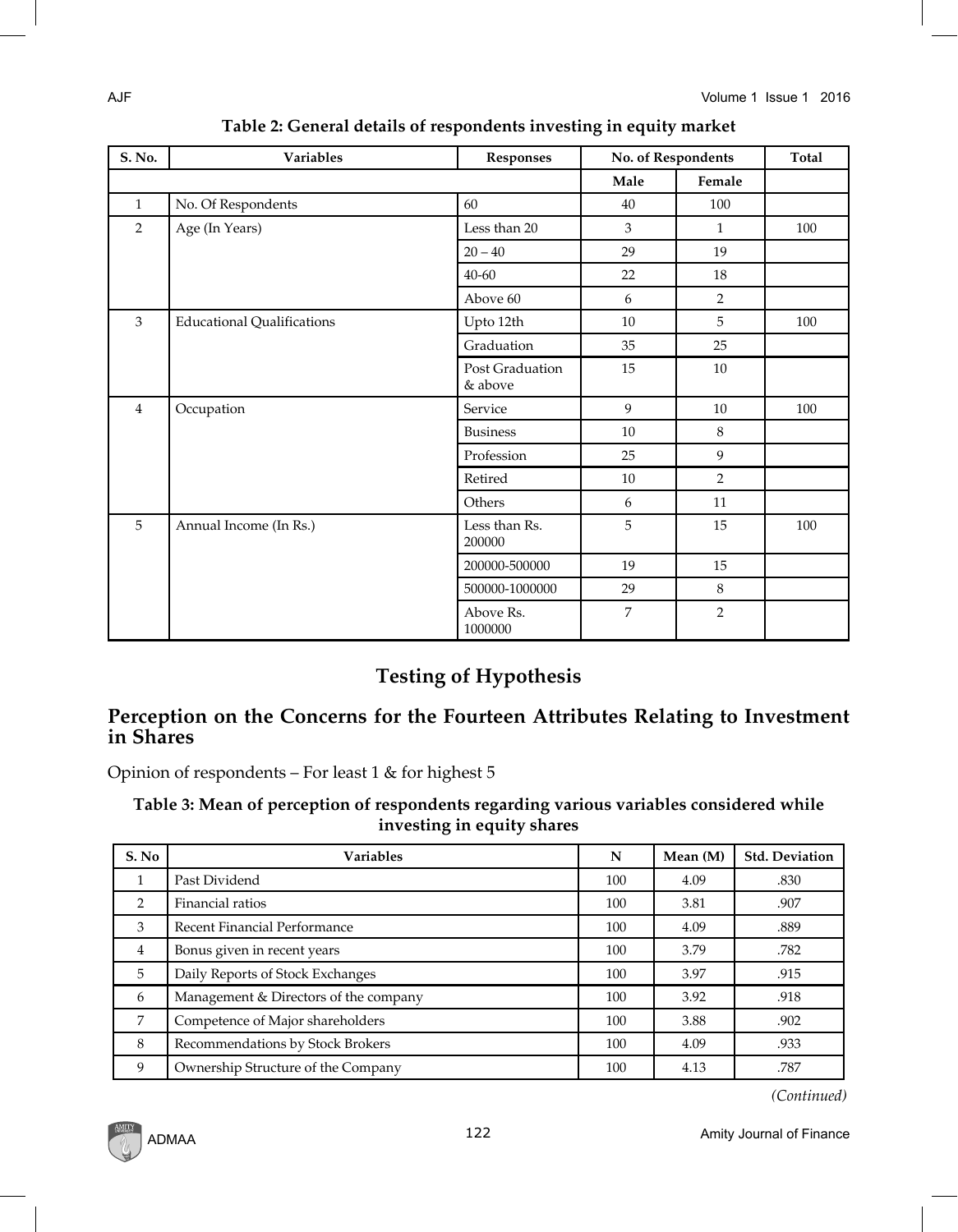**Table 2: General details of respondents investing in equity market**

| S. No. | Variables | Responses | No. of Respondents | | Total |
|---|---|---|---|---|---|
| | | | Male | Female | |
| 1 | No. Of Respondents | 60 | 40 | 100 | |
| 2 | Age (In Years) | Less than 20 | 3 | 1 | 100 |
| | | 20 – 40 | 29 | 19 | |
| | | 40-60 | 22 | 18 | |
| | | Above 60 | 6 | 2 | |
| 3 | Educational Qualifications | Upto 12th | 10 | 5 | 100 |
| | | Graduation | 35 | 25 | |
| | | Post Graduation & above | 15 | 10 | |
| 4 | Occupation | Service | 9 | 10 | 100 |
| | | Business | 10 | 8 | |
| | | Profession | 25 | 9 | |
| | | Retired | 10 | 2 | |
| | | Others | 6 | 11 | |
| 5 | Annual Income (In Rs.) | Less than Rs. 200000 | 5 | 15 | 100 |
| | | 200000-500000 | 19 | 15 | |
| | | 500000-1000000 | 29 | 8 | |
| | | Above Rs. 1000000 | 7 | 2 | |

## Testing of Hypothesis

## Perception on the Concerns for the Fourteen Attributes Relating to Investment in Shares

Opinion of respondents – For least 1 & for highest 5

**Table 3: Mean of perception of respondents regarding various variables considered while investing in equity shares**

| S. No | Variables | N | Mean (M) | Std. Deviation |
|---|---|---|---|---|
| 1 | Past Dividend | 100 | 4.09 | .830 |
| 2 | Financial ratios | 100 | 3.81 | .907 |
| 3 | Recent Financial Performance | 100 | 4.09 | .889 |
| 4 | Bonus given in recent years | 100 | 3.79 | .782 |
| 5 | Daily Reports of Stock Exchanges | 100 | 3.97 | .915 |
| 6 | Management & Directors of the company | 100 | 3.92 | .918 |
| 7 | Competence of Major shareholders | 100 | 3.88 | .902 |
| 8 | Recommendations by Stock Brokers | 100 | 4.09 | .933 |
| 9 | Ownership Structure of the Company | 100 | 4.13 | .787 |

*(Continued)*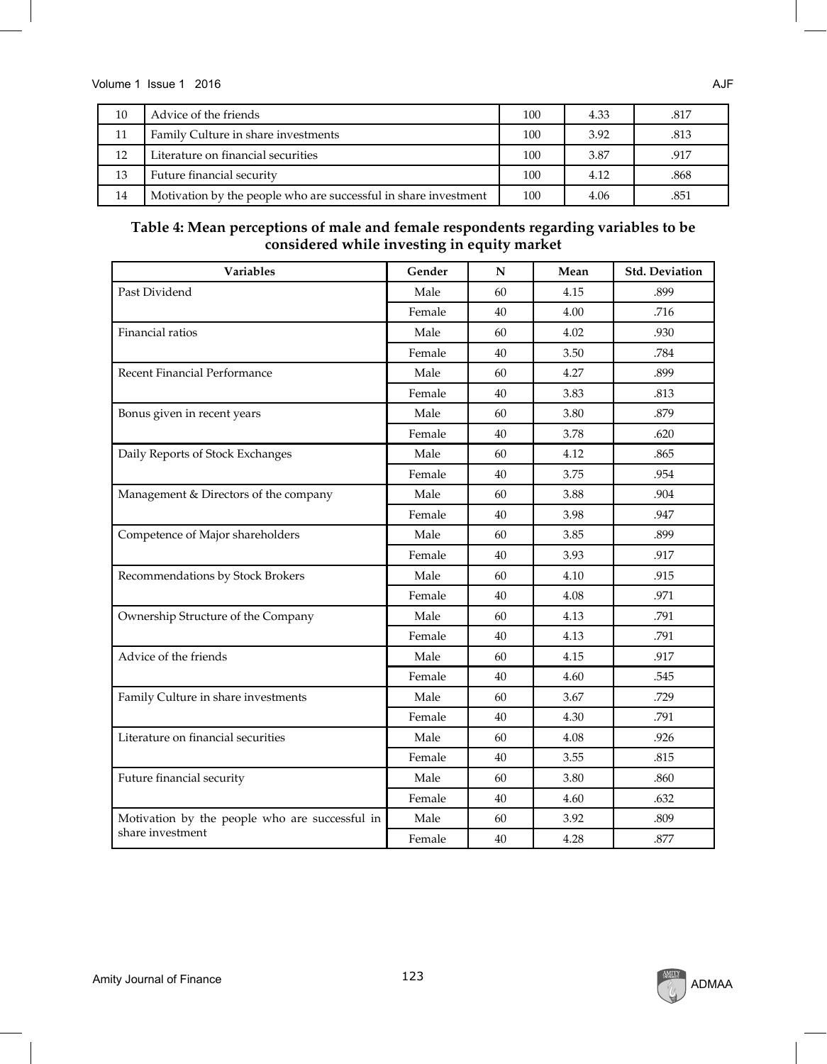| 10 | Advice of the friends | 100 | 4.33 | .817 |
|---|---|---|---|---|
| 11 | Family Culture in share investments | 100 | 3.92 | .813 |
| 12 | Literature on financial securities | 100 | 3.87 | .917 |
| 13 | Future financial security | 100 | 4.12 | .868 |
| 14 | Motivation by the people who are successful in share investment | 100 | 4.06 | .851 |

**Table 4: Mean perceptions of male and female respondents regarding variables to be considered while investing in equity market**

| Variables | Gender | N | Mean | Std. Deviation |
|---|---|---|---|---|
| Past Dividend | Male | 60 | 4.15 | .899 |
| | Female | 40 | 4.00 | .716 |
| Financial ratios | Male | 60 | 4.02 | .930 |
| | Female | 40 | 3.50 | .784 |
| Recent Financial Performance | Male | 60 | 4.27 | .899 |
| | Female | 40 | 3.83 | .813 |
| Bonus given in recent years | Male | 60 | 3.80 | .879 |
| | Female | 40 | 3.78 | .620 |
| Daily Reports of Stock Exchanges | Male | 60 | 4.12 | .865 |
| | Female | 40 | 3.75 | .954 |
| Management & Directors of the company | Male | 60 | 3.88 | .904 |
| | Female | 40 | 3.98 | .947 |
| Competence of Major shareholders | Male | 60 | 3.85 | .899 |
| | Female | 40 | 3.93 | .917 |
| Recommendations by Stock Brokers | Male | 60 | 4.10 | .915 |
| | Female | 40 | 4.08 | .971 |
| Ownership Structure of the Company | Male | 60 | 4.13 | .791 |
| | Female | 40 | 4.13 | .791 |
| Advice of the friends | Male | 60 | 4.15 | .917 |
| | Female | 40 | 4.60 | .545 |
| Family Culture in share investments | Male | 60 | 3.67 | .729 |
| | Female | 40 | 4.30 | .791 |
| Literature on financial securities | Male | 60 | 4.08 | .926 |
| | Female | 40 | 3.55 | .815 |
| Future financial security | Male | 60 | 3.80 | .860 |
| | Female | 40 | 4.60 | .632 |
| Motivation by the people who are successful in share investment | Male | 60 | 3.92 | .809 |
| | Female | 40 | 4.28 | .877 |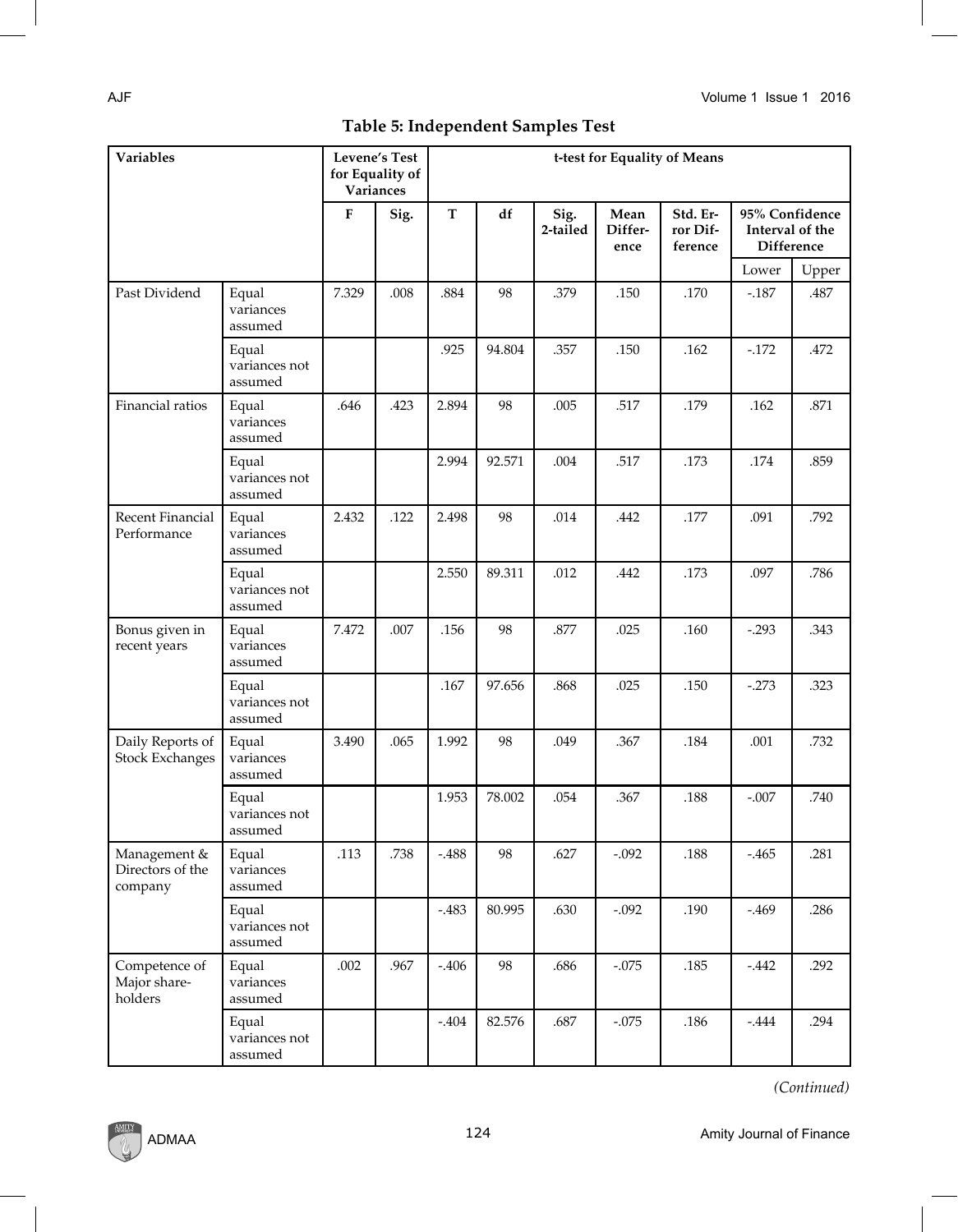**Table 5: Independent Samples Test**

| Variables | | Levene's Test for Equality of Variances | | t-test for Equality of Means | | | | | | |
|---|---|---|---|---|---|---|---|---|---|---|
| | | F | Sig. | T | df | Sig. 2-tailed | Mean Difference | Std. Error Difference | 95% Confidence Interval of the Difference | |
| | | | | | | | | | Lower | Upper |
| Past Dividend | Equal variances assumed | 7.329 | .008 | .884 | 98 | .379 | .150 | .170 | -.187 | .487 |
| | Equal variances not assumed | | | .925 | 94.804 | .357 | .150 | .162 | -.172 | .472 |
| Financial ratios | Equal variances assumed | .646 | .423 | 2.894 | 98 | .005 | .517 | .179 | .162 | .871 |
| | Equal variances not assumed | | | 2.994 | 92.571 | .004 | .517 | .173 | .174 | .859 |
| Recent Financial Performance | Equal variances assumed | 2.432 | .122 | 2.498 | 98 | .014 | .442 | .177 | .091 | .792 |
| | Equal variances not assumed | | | 2.550 | 89.311 | .012 | .442 | .173 | .097 | .786 |
| Bonus given in recent years | Equal variances assumed | 7.472 | .007 | .156 | 98 | .877 | .025 | .160 | -.293 | .343 |
| | Equal variances not assumed | | | .167 | 97.656 | .868 | .025 | .150 | -.273 | .323 |
| Daily Reports of Stock Exchanges | Equal variances assumed | 3.490 | .065 | 1.992 | 98 | .049 | .367 | .184 | .001 | .732 |
| | Equal variances not assumed | | | 1.953 | 78.002 | .054 | .367 | .188 | -.007 | .740 |
| Management & Directors of the company | Equal variances assumed | .113 | .738 | -.488 | 98 | .627 | -.092 | .188 | -.465 | .281 |
| | Equal variances not assumed | | | -.483 | 80.995 | .630 | -.092 | .190 | -.469 | .286 |
| Competence of Major share-holders | Equal variances assumed | .002 | .967 | -.406 | 98 | .686 | -.075 | .185 | -.442 | .292 |
| | Equal variances not assumed | | | -.404 | 82.576 | .687 | -.075 | .186 | -.444 | .294 |

*(Continued)*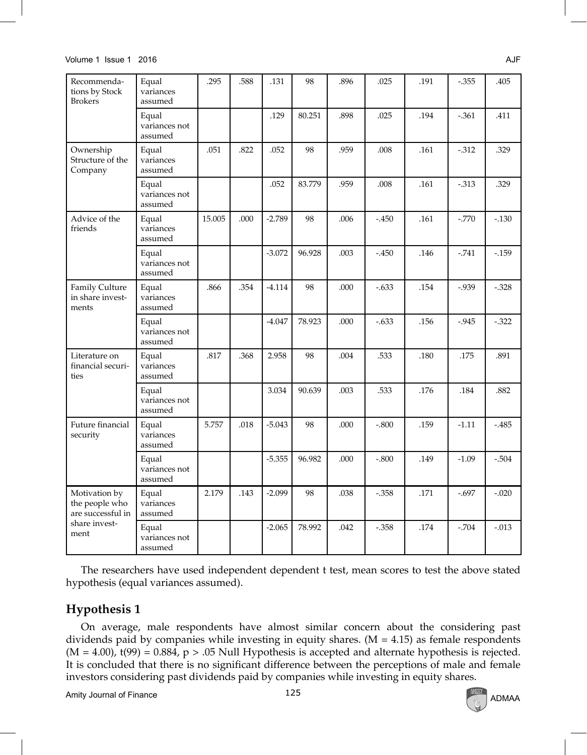| Recommendations by Stock Brokers | Equal variances assumed | .295 | .588 | .131 | 98 | .896 | .025 | .191 | -.355 | .405 |
|---|---|---|---|---|---|---|---|---|---|---|
| | Equal variances not assumed | | | .129 | 80.251 | .898 | .025 | .194 | -.361 | .411 |
| Ownership Structure of the Company | Equal variances assumed | .051 | .822 | .052 | 98 | .959 | .008 | .161 | -.312 | .329 |
| | Equal variances not assumed | | | .052 | 83.779 | .959 | .008 | .161 | -.313 | .329 |
| Advice of the friends | Equal variances assumed | 15.005 | .000 | -2.789 | 98 | .006 | -.450 | .161 | -.770 | -.130 |
| | Equal variances not assumed | | | -3.072 | 96.928 | .003 | -.450 | .146 | -.741 | -.159 |
| Family Culture in share investments | Equal variances assumed | .866 | .354 | -4.114 | 98 | .000 | -.633 | .154 | -.939 | -.328 |
| | Equal variances not assumed | | | -4.047 | 78.923 | .000 | -.633 | .156 | -.945 | -.322 |
| Literature on financial securities | Equal variances assumed | .817 | .368 | 2.958 | 98 | .004 | .533 | .180 | .175 | .891 |
| | Equal variances not assumed | | | 3.034 | 90.639 | .003 | .533 | .176 | .184 | .882 |
| Future financial security | Equal variances assumed | 5.757 | .018 | -5.043 | 98 | .000 | -.800 | .159 | -1.11 | -.485 |
| | Equal variances not assumed | | | -5.355 | 96.982 | .000 | -.800 | .149 | -1.09 | -.504 |
| Motivation by the people who are successful in share investment | Equal variances assumed | 2.179 | .143 | -2.099 | 98 | .038 | -.358 | .171 | -.697 | -.020 |
| | Equal variances not assumed | | | -2.065 | 78.992 | .042 | -.358 | .174 | -.704 | -.013 |

The researchers have used independent dependent t test, mean scores to test the above stated hypothesis (equal variances assumed).

## Hypothesis 1

On average, male respondents have almost similar concern about the considering past dividends paid by companies while investing in equity shares. ($M = 4.15$) as female respondents ($M = 4.00$), $t(99) = 0.884$, $p > .05$ Null Hypothesis is accepted and alternate hypothesis is rejected. It is concluded that there is no significant difference between the perceptions of male and female investors considering past dividends paid by companies while investing in equity shares.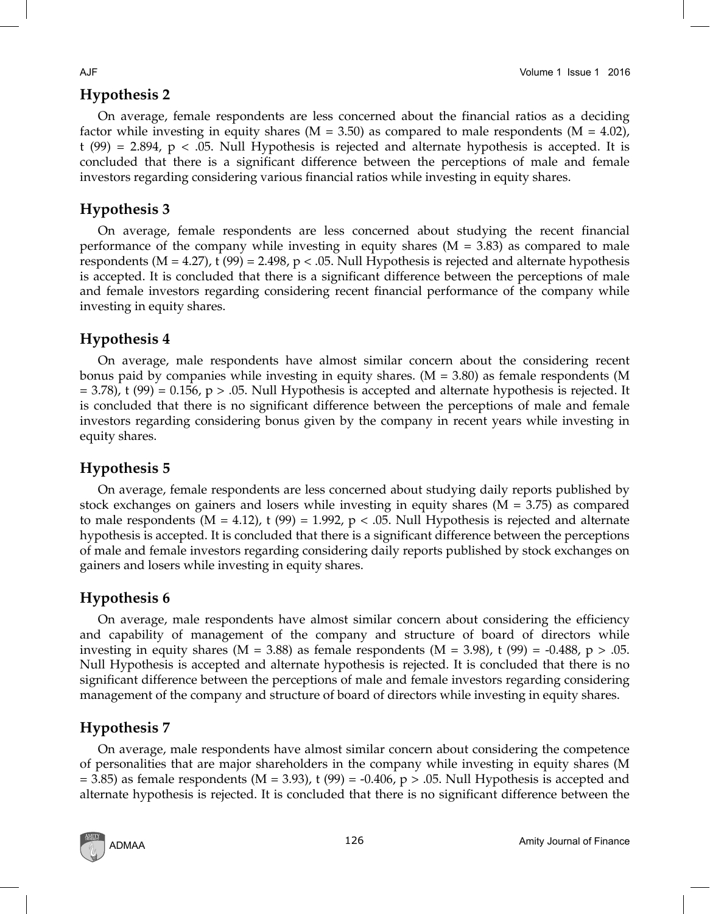## Hypothesis 2

On average, female respondents are less concerned about the financial ratios as a deciding factor while investing in equity shares ($M = 3.50$) as compared to male respondents ($M = 4.02$), $t(99) = 2.894$, $p < .05$. Null Hypothesis is rejected and alternate hypothesis is accepted. It is concluded that there is a significant difference between the perceptions of male and female investors regarding considering various financial ratios while investing in equity shares.

## Hypothesis 3

On average, female respondents are less concerned about studying the recent financial performance of the company while investing in equity shares ($M = 3.83$) as compared to male respondents ($M = 4.27$), $t(99) = 2.498$, $p < .05$. Null Hypothesis is rejected and alternate hypothesis is accepted. It is concluded that there is a significant difference between the perceptions of male and female investors regarding considering recent financial performance of the company while investing in equity shares.

## Hypothesis 4

On average, male respondents have almost similar concern about the considering recent bonus paid by companies while investing in equity shares. ($M = 3.80$) as female respondents ($M = 3.78$), $t(99) = 0.156$, $p > .05$. Null Hypothesis is accepted and alternate hypothesis is rejected. It is concluded that there is no significant difference between the perceptions of male and female investors regarding considering bonus given by the company in recent years while investing in equity shares.

## Hypothesis 5

On average, female respondents are less concerned about studying daily reports published by stock exchanges on gainers and losers while investing in equity shares ($M = 3.75$) as compared to male respondents ($M = 4.12$), $t(99) = 1.992$, $p < .05$. Null Hypothesis is rejected and alternate hypothesis is accepted. It is concluded that there is a significant difference between the perceptions of male and female investors regarding considering daily reports published by stock exchanges on gainers and losers while investing in equity shares.

## Hypothesis 6

On average, male respondents have almost similar concern about considering the efficiency and capability of management of the company and structure of board of directors while investing in equity shares ($M = 3.88$) as female respondents ($M = 3.98$), $t(99) = -0.488$, $p > .05$. Null Hypothesis is accepted and alternate hypothesis is rejected. It is concluded that there is no significant difference between the perceptions of male and female investors regarding considering management of the company and structure of board of directors while investing in equity shares.

## Hypothesis 7

On average, male respondents have almost similar concern about considering the competence of personalities that are major shareholders in the company while investing in equity shares ($M = 3.85$) as female respondents ($M = 3.93$), $t(99) = -0.406$, $p > .05$. Null Hypothesis is accepted and alternate hypothesis is rejected. It is concluded that there is no significant difference between the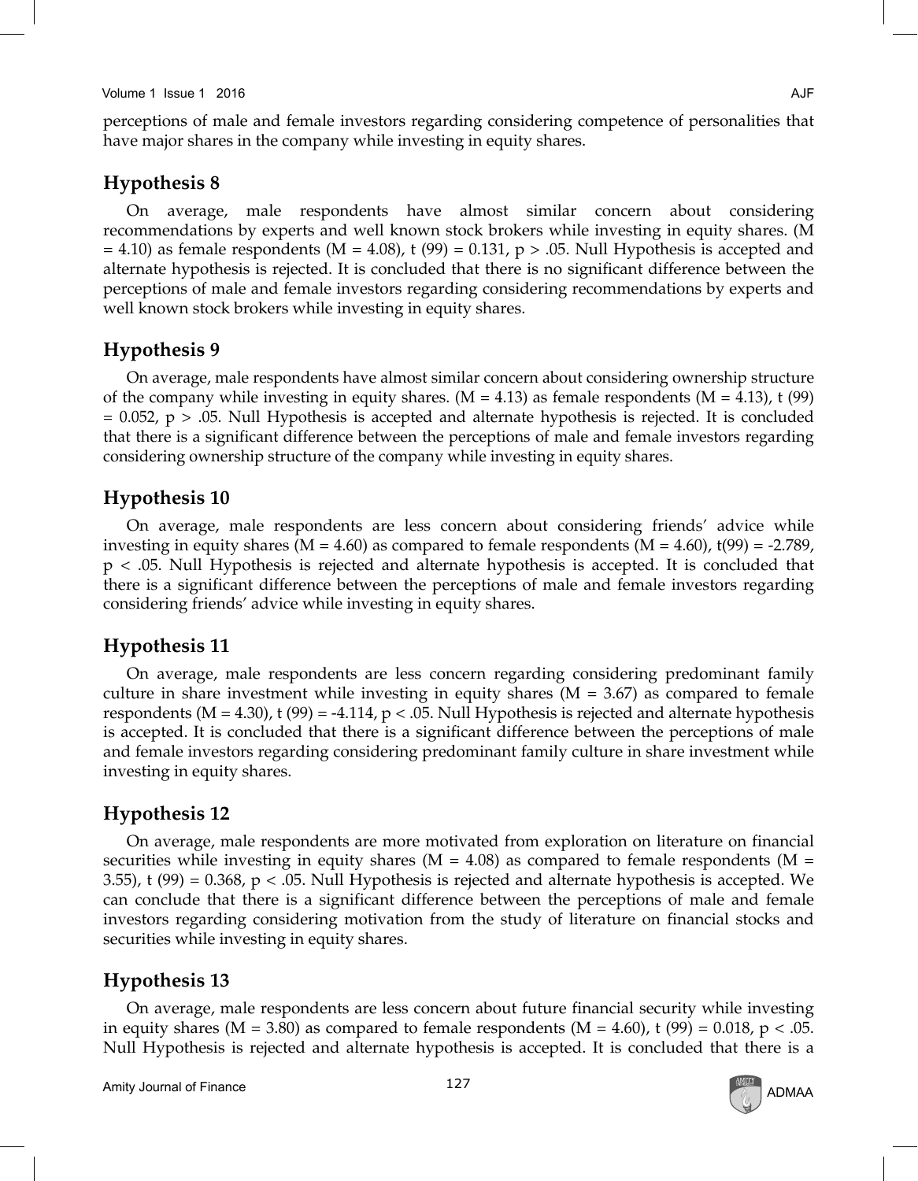perceptions of male and female investors regarding considering competence of personalities that have major shares in the company while investing in equity shares.

## Hypothesis 8

On average, male respondents have almost similar concern about considering recommendations by experts and well known stock brokers while investing in equity shares. ($M = 4.10$) as female respondents ($M = 4.08$), $t(99) = 0.131$, $p > .05$. Null Hypothesis is accepted and alternate hypothesis is rejected. It is concluded that there is no significant difference between the perceptions of male and female investors regarding considering recommendations by experts and well known stock brokers while investing in equity shares.

## Hypothesis 9

On average, male respondents have almost similar concern about considering ownership structure of the company while investing in equity shares. ($M = 4.13$) as female respondents ($M = 4.13$), $t(99) = 0.052$, $p > .05$. Null Hypothesis is accepted and alternate hypothesis is rejected. It is concluded that there is a significant difference between the perceptions of male and female investors regarding considering ownership structure of the company while investing in equity shares.

## Hypothesis 10

On average, male respondents are less concern about considering friends' advice while investing in equity shares ($M = 4.60$) as compared to female respondents ($M = 4.60$), $t(99) = -2.789$, $p < .05$. Null Hypothesis is rejected and alternate hypothesis is accepted. It is concluded that there is a significant difference between the perceptions of male and female investors regarding considering friends' advice while investing in equity shares.

## Hypothesis 11

On average, male respondents are less concern regarding considering predominant family culture in share investment while investing in equity shares ($M = 3.67$) as compared to female respondents ($M = 4.30$), $t(99) = -4.114$, $p < .05$. Null Hypothesis is rejected and alternate hypothesis is accepted. It is concluded that there is a significant difference between the perceptions of male and female investors regarding considering predominant family culture in share investment while investing in equity shares.

## Hypothesis 12

On average, male respondents are more motivated from exploration on literature on financial securities while investing in equity shares ($M = 4.08$) as compared to female respondents ($M = 3.55$), $t(99) = 0.368$, $p < .05$. Null Hypothesis is rejected and alternate hypothesis is accepted. We can conclude that there is a significant difference between the perceptions of male and female investors regarding considering motivation from the study of literature on financial stocks and securities while investing in equity shares.

## Hypothesis 13

On average, male respondents are less concern about future financial security while investing in equity shares ($M = 3.80$) as compared to female respondents ($M = 4.60$), $t(99) = 0.018$, $p < .05$. Null Hypothesis is rejected and alternate hypothesis is accepted. It is concluded that there is a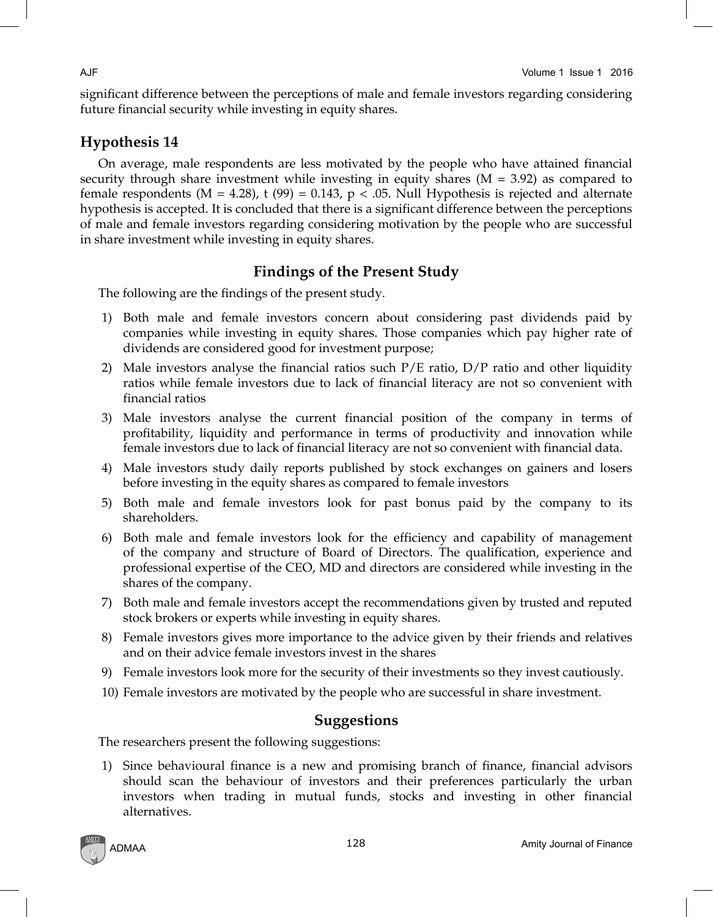significant difference between the perceptions of male and female investors regarding considering future financial security while investing in equity shares.

### Hypothesis 14

On average, male respondents are less motivated by the people who have attained financial security through share investment while investing in equity shares ($M = 3.92$) as compared to female respondents ($M = 4.28$), $t(99) = 0.143$, $p < .05$. Null Hypothesis is rejected and alternate hypothesis is accepted. It is concluded that there is a significant difference between the perceptions of male and female investors regarding considering motivation by the people who are successful in share investment while investing in equity shares.

## Findings of the Present Study

The following are the findings of the present study.

1) Both male and female investors concern about considering past dividends paid by companies while investing in equity shares. Those companies which pay higher rate of dividends are considered good for investment purpose;
2) Male investors analyse the financial ratios such P/E ratio, D/P ratio and other liquidity ratios while female investors due to lack of financial literacy are not so convenient with financial ratios
3) Male investors analyse the current financial position of the company in terms of profitability, liquidity and performance in terms of productivity and innovation while female investors due to lack of financial literacy are not so convenient with financial data.
4) Male investors study daily reports published by stock exchanges on gainers and losers before investing in the equity shares as compared to female investors
5) Both male and female investors look for past bonus paid by the company to its shareholders.
6) Both male and female investors look for the efficiency and capability of management of the company and structure of Board of Directors. The qualification, experience and professional expertise of the CEO, MD and directors are considered while investing in the shares of the company.
7) Both male and female investors accept the recommendations given by trusted and reputed stock brokers or experts while investing in equity shares.
8) Female investors gives more importance to the advice given by their friends and relatives and on their advice female investors invest in the shares
9) Female investors look more for the security of their investments so they invest cautiously.
10) Female investors are motivated by the people who are successful in share investment.

## Suggestions

The researchers present the following suggestions:

1) Since behavioural finance is a new and promising branch of finance, financial advisors should scan the behaviour of investors and their preferences particularly the urban investors when trading in mutual funds, stocks and investing in other financial alternatives.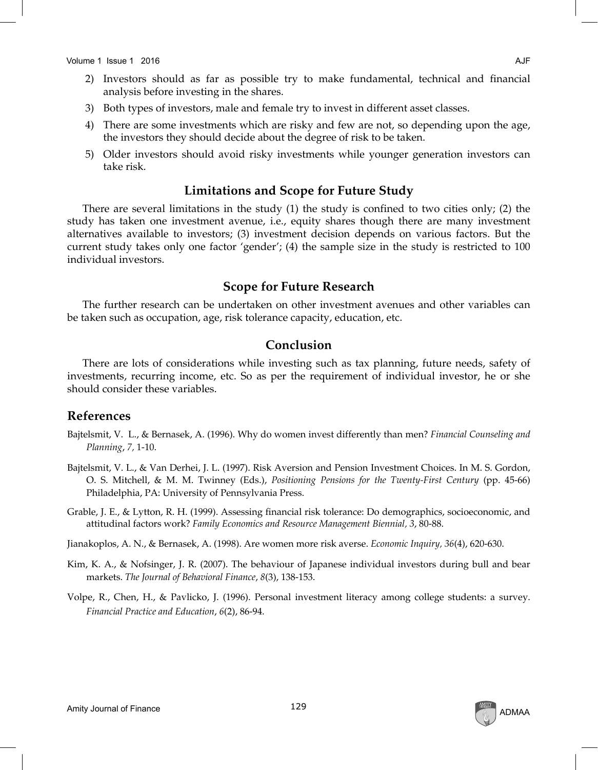2) Investors should as far as possible try to make fundamental, technical and financial analysis before investing in the shares.
3) Both types of investors, male and female try to invest in different asset classes.
4) There are some investments which are risky and few are not, so depending upon the age, the investors they should decide about the degree of risk to be taken.
5) Older investors should avoid risky investments while younger generation investors can take risk.

## Limitations and Scope for Future Study

There are several limitations in the study (1) the study is confined to two cities only; (2) the study has taken one investment avenue, i.e., equity shares though there are many investment alternatives available to investors; (3) investment decision depends on various factors. But the current study takes only one factor 'gender'; (4) the sample size in the study is restricted to 100 individual investors.

## Scope for Future Research

The further research can be undertaken on other investment avenues and other variables can be taken such as occupation, age, risk tolerance capacity, education, etc.

## Conclusion

There are lots of considerations while investing such as tax planning, future needs, safety of investments, recurring income, etc. So as per the requirement of individual investor, he or she should consider these variables.

## References

Bajtelsmit, V. L., & Bernasek, A. (1996). Why do women invest differently than men? *Financial Counseling and Planning*, *7,* 1-10.

Bajtelsmit, V. L., & Van Derhei, J. L. (1997). Risk Aversion and Pension Investment Choices. In M. S. Gordon, O. S. Mitchell, & M. M. Twinney (Eds.), *Positioning Pensions for the Twenty-First Century* (pp. 45-66) Philadelphia, PA: University of Pennsylvania Press.

Grable, J. E., & Lytton, R. H. (1999). Assessing financial risk tolerance: Do demographics, socioeconomic, and attitudinal factors work? *Family Economics and Resource Management Biennial, 3*, 80-88.

Jianakoplos, A. N., & Bernasek, A. (1998). Are women more risk averse. *Economic Inquiry, 36*(4), 620-630.

Kim, K. A., & Nofsinger, J. R. (2007). The behaviour of Japanese individual investors during bull and bear markets. *The Journal of Behavioral Finance*, *8*(3), 138-153.

Volpe, R., Chen, H., & Pavlicko, J. (1996). Personal investment literacy among college students: a survey. *Financial Practice and Education*, *6*(2), 86-94.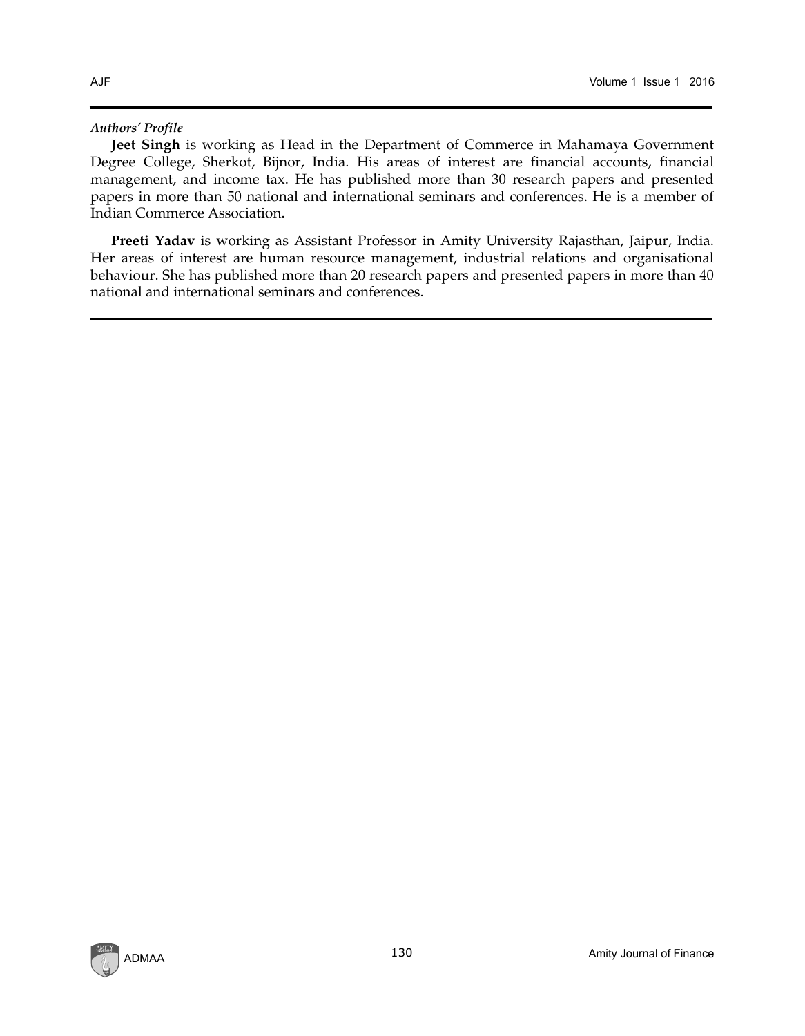*Authors' Profile*

**Jeet Singh** is working as Head in the Department of Commerce in Mahamaya Government Degree College, Sherkot, Bijnor, India. His areas of interest are financial accounts, financial management, and income tax. He has published more than 30 research papers and presented papers in more than 50 national and international seminars and conferences. He is a member of Indian Commerce Association.

**Preeti Yadav** is working as Assistant Professor in Amity University Rajasthan, Jaipur, India. Her areas of interest are human resource management, industrial relations and organisational behaviour. She has published more than 20 research papers and presented papers in more than 40 national and international seminars and conferences.